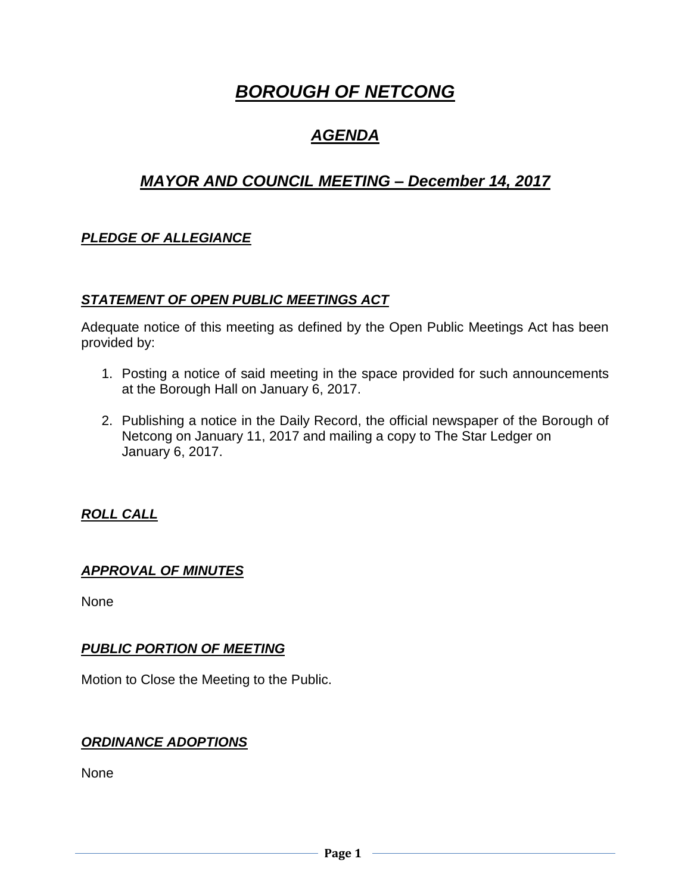# ***BOROUGH OF NETCONG***

## ***AGENDA***

## ***MAYOR AND COUNCIL MEETING – December 14, 2017***

### ***PLEDGE OF ALLEGIANCE***

### ***STATEMENT OF OPEN PUBLIC MEETINGS ACT***

Adequate notice of this meeting as defined by the Open Public Meetings Act has been provided by:

1. Posting a notice of said meeting in the space provided for such announcements at the Borough Hall on January 6, 2017.

2. Publishing a notice in the Daily Record, the official newspaper of the Borough of Netcong on January 11, 2017 and mailing a copy to The Star Ledger on January 6, 2017.

### ***ROLL CALL***

### ***APPROVAL OF MINUTES***

None

### ***PUBLIC PORTION OF MEETING***

Motion to Close the Meeting to the Public.

### ***ORDINANCE ADOPTIONS***

None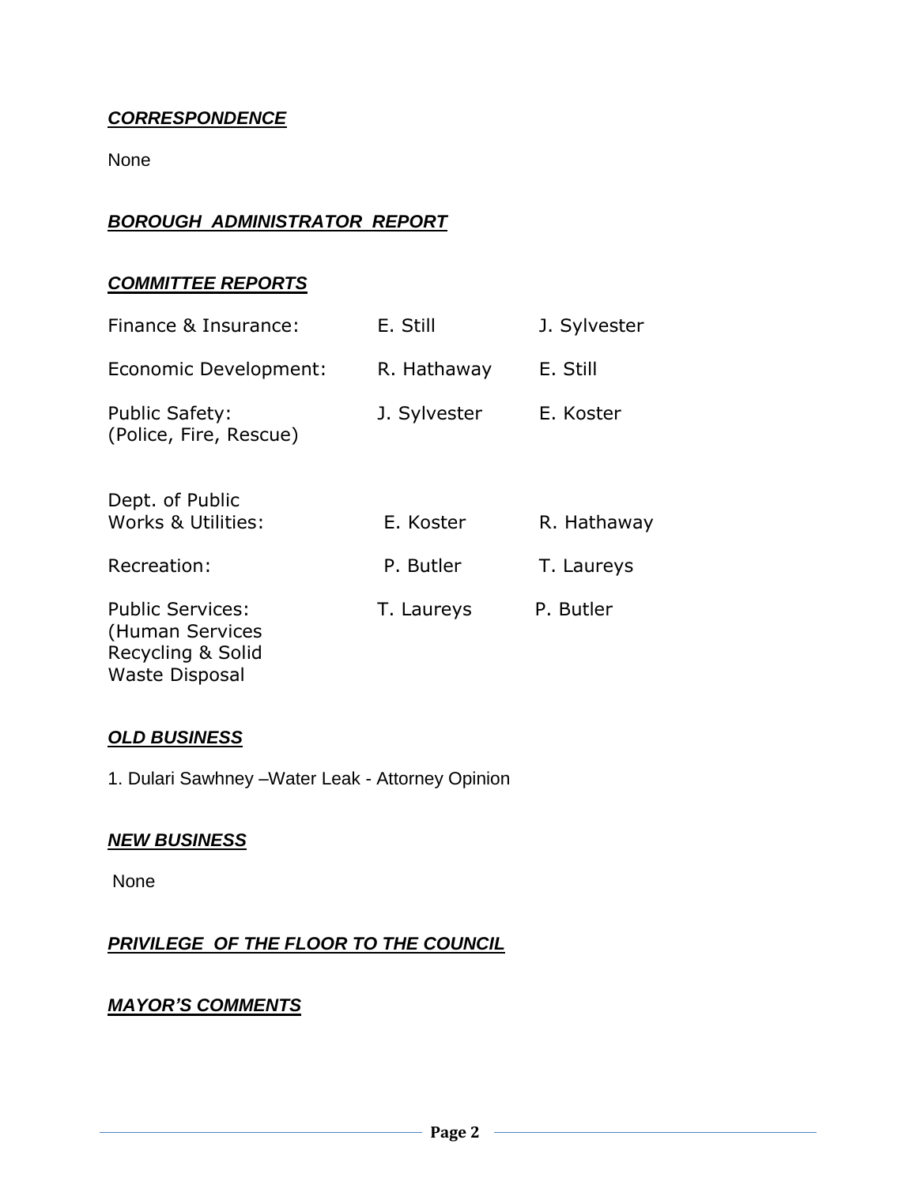***CORRESPONDENCE***

None

***BOROUGH ADMINISTRATOR REPORT***

***COMMITTEE REPORTS***

| | | |
|---|---|---|
| Finance & Insurance: | E. Still | J. Sylvester |
| Economic Development: | R. Hathaway | E. Still |
| Public Safety: (Police, Fire, Rescue) | J. Sylvester | E. Koster |
| Dept. of Public Works & Utilities: | E. Koster | R. Hathaway |
| Recreation: | P. Butler | T. Laureys |
| Public Services: (Human Services Recycling & Solid Waste Disposal | T. Laureys | P. Butler |

***OLD BUSINESS***

1. Dulari Sawhney –Water Leak - Attorney Opinion

***NEW BUSINESS***

None

***PRIVILEGE OF THE FLOOR TO THE COUNCIL***

***MAYOR'S COMMENTS***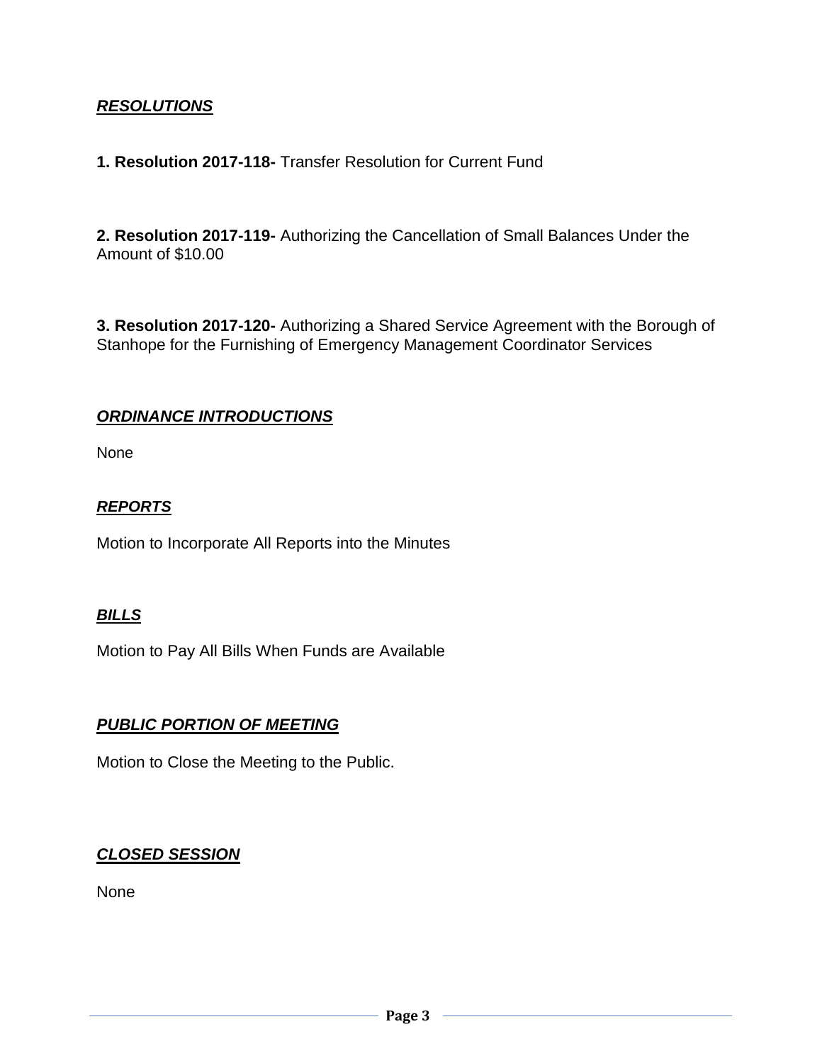## ***RESOLUTIONS***

**1. Resolution 2017-118-** Transfer Resolution for Current Fund

**2. Resolution 2017-119-** Authorizing the Cancellation of Small Balances Under the Amount of $10.00

**3. Resolution 2017-120-** Authorizing a Shared Service Agreement with the Borough of Stanhope for the Furnishing of Emergency Management Coordinator Services

## ***ORDINANCE INTRODUCTIONS***

None

## ***REPORTS***

Motion to Incorporate All Reports into the Minutes

## ***BILLS***

Motion to Pay All Bills When Funds are Available

## ***PUBLIC PORTION OF MEETING***

Motion to Close the Meeting to the Public.

## ***CLOSED SESSION***

None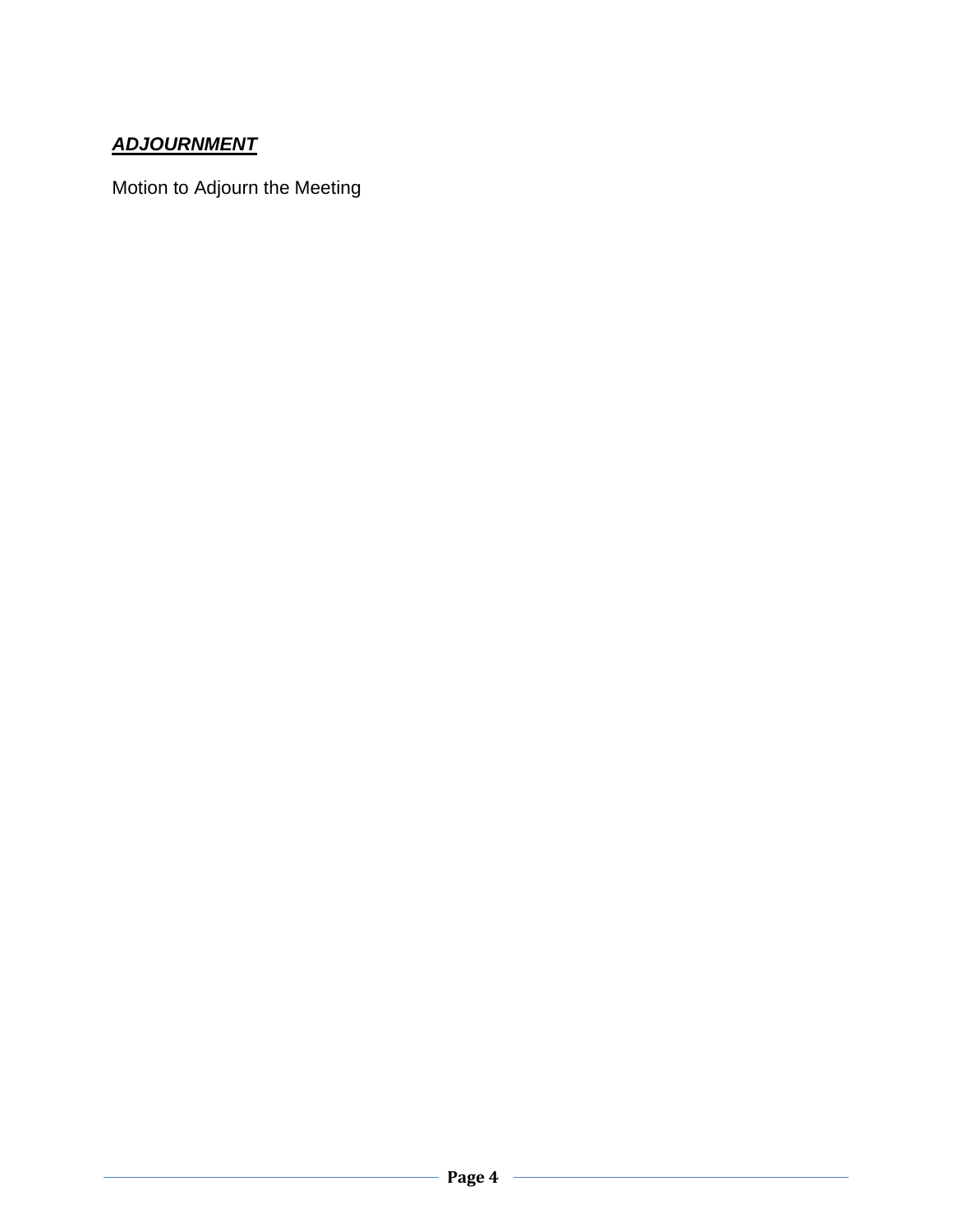***ADJOURNMENT***

Motion to Adjourn the Meeting